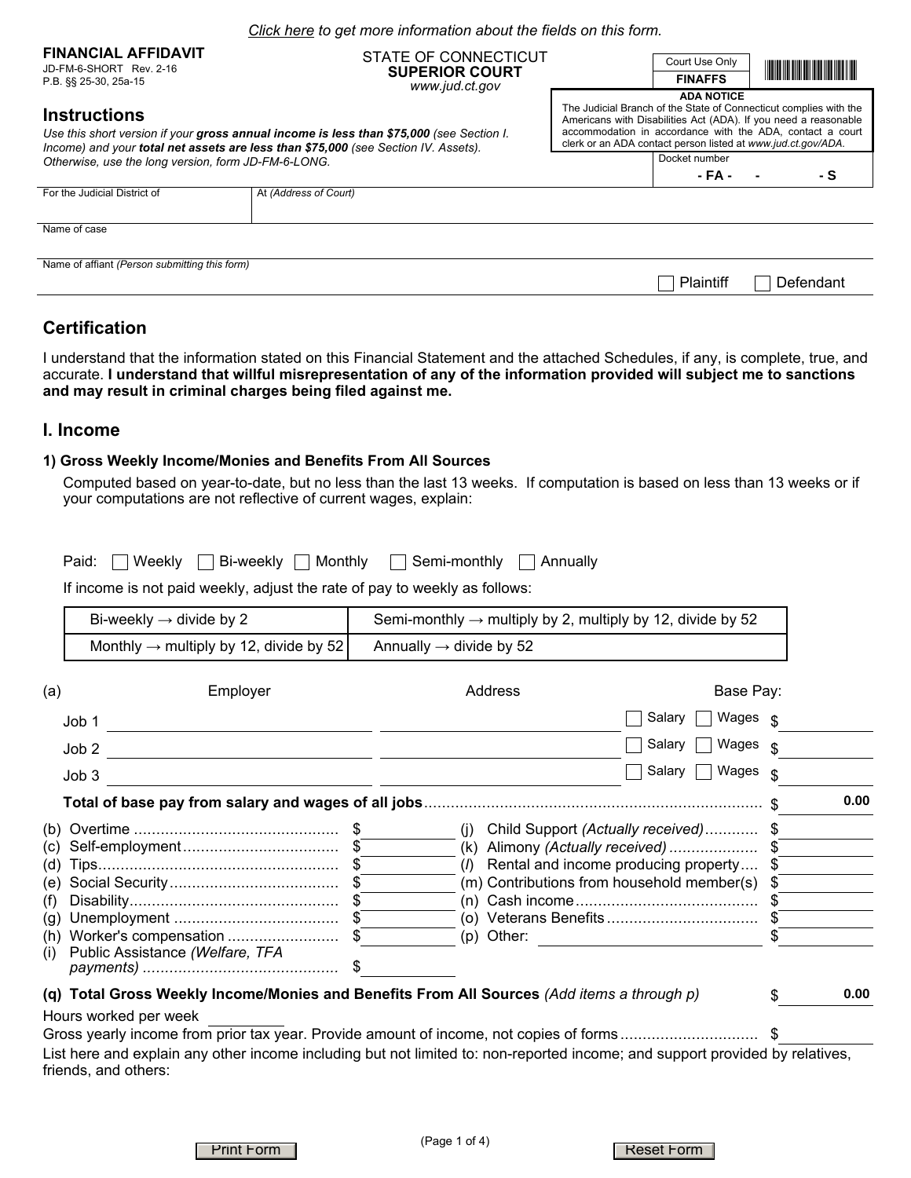*Click here to get more information about the fields on this form.*

**FINANCIAL AFFIDAVIT**
JD-FM-6-SHORT Rev. 2-16
P.B. §§ 25-30, 25a-15

STATE OF CONNECTICUT
**SUPERIOR COURT**
*www.jud.ct.gov*

Court Use Only
**FINAFFS**

**ADA NOTICE**
The Judicial Branch of the State of Connecticut complies with the Americans with Disabilities Act (ADA). If you need a reasonable accommodation in accordance with the ADA, contact a court clerk or an ADA contact person listed at *www.jud.ct.gov/ADA.*

## Instructions

*Use this short version if your **gross annual income is less than $75,000** (see Section I. Income) and your **total net assets are less than $75,000** (see Section IV. Assets). Otherwise, use the long version, form JD-FM-6-LONG.*

Docket number
**- FA - &nbsp;&nbsp;&nbsp; - &nbsp;&nbsp;&nbsp; - S**

| For the Judicial District of | At *(Address of Court)* |
|---|---|
| | |

Name of case

Name of affiant *(Person submitting this form)*

☐ Plaintiff ☐ Defendant

## Certification

I understand that the information stated on this Financial Statement and the attached Schedules, if any, is complete, true, and accurate. **I understand that willful misrepresentation of any of the information provided will subject me to sanctions and may result in criminal charges being filed against me.**

## I. Income

### 1) Gross Weekly Income/Monies and Benefits From All Sources

Computed based on year-to-date, but no less than the last 13 weeks. If computation is based on less than 13 weeks or if your computations are not reflective of current wages, explain:

Paid: ☐ Weekly ☐ Bi-weekly ☐ Monthly ☐ Semi-monthly ☐ Annually

If income is not paid weekly, adjust the rate of pay to weekly as follows:

| | |
|---|---|
| Bi-weekly → divide by 2 | Semi-monthly → multiply by 2, multiply by 12, divide by 52 |
| Monthly → multiply by 12, divide by 52 | Annually → divide by 52 |

| (a) | Employer | Address | | Base Pay: |
|---|---|---|---|---|
| Job 1 | | | ☐ Salary ☐ Wages | $ |
| Job 2 | | | ☐ Salary ☐ Wages | $ |
| Job 3 | | | ☐ Salary ☐ Wages | $ |

**Total of base pay from salary and wages of all jobs** ........................ $ 0.00

| | | | | | |
|---|---|---|---|---|---|
| (b) | Overtime | $ | (j) | Child Support *(Actually received)* | $ |
| (c) | Self-employment | $ | (k) | Alimony *(Actually received)* | $ |
| (d) | Tips | $ | (*l*) | Rental and income producing property | $ |
| (e) | Social Security | $ | (m) | Contributions from household member(s) | $ |
| (f) | Disability | $ | (n) | Cash income | $ |
| (g) | Unemployment | $ | (o) | Veterans Benefits | $ |
| (h) | Worker's compensation | $ | (p) | Other: | $ |
| (i) | Public Assistance *(Welfare, TFA payments)* | $ | | | |

**(q) Total Gross Weekly Income/Monies and Benefits From All Sources** *(Add items a through p)* $ 0.00

Hours worked per week ________

Gross yearly income from prior tax year. Provide amount of income, not copies of forms .............................. $

List here and explain any other income including but not limited to: non-reported income; and support provided by relatives, friends, and others:

Print Form &nbsp;&nbsp;&nbsp; Reset Form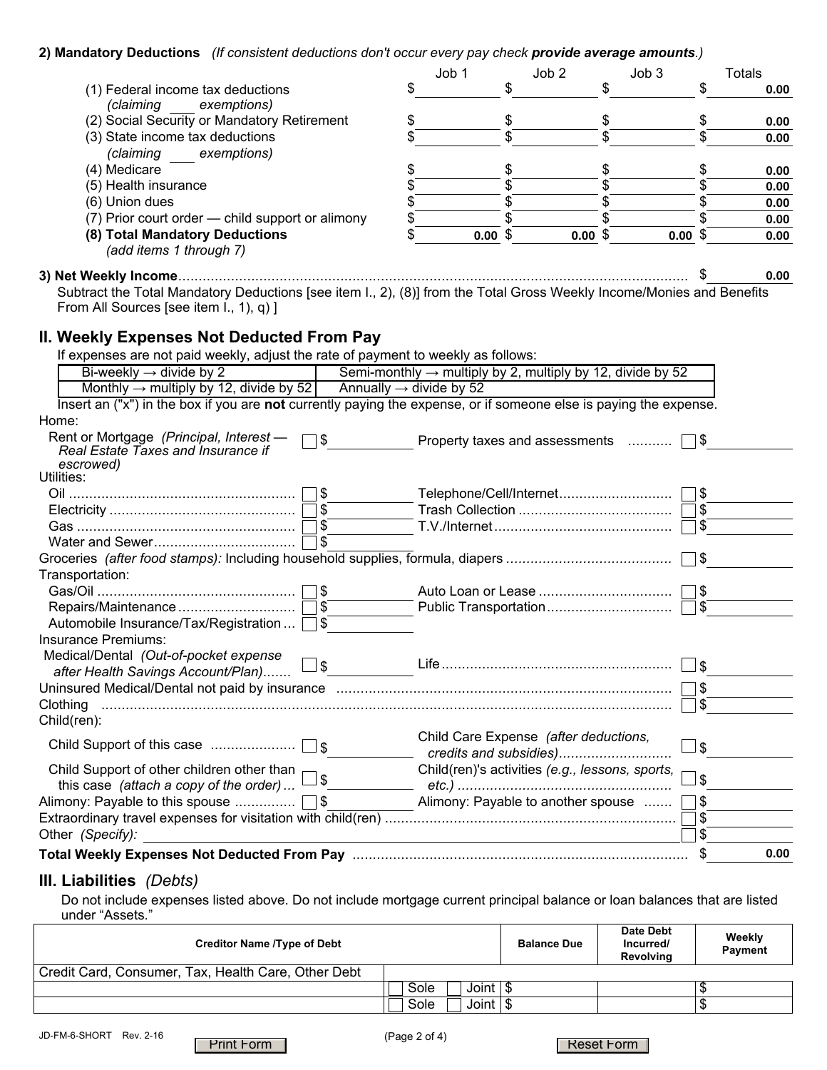**2) Mandatory Deductions** *(If consistent deductions don't occur every pay check **provide average amounts**.)*

| | Job 1 | Job 2 | Job 3 | Totals |
|---|---|---|---|---|
| (1) Federal income tax deductions *(claiming ____ exemptions)* | $ | $ | $ | $ 0.00 |
| (2) Social Security or Mandatory Retirement | $ | $ | $ | $ 0.00 |
| (3) State income tax deductions *(claiming ____ exemptions)* | $ | $ | $ | $ 0.00 |
| (4) Medicare | $ | $ | $ | $ 0.00 |
| (5) Health insurance | $ | $ | $ | $ 0.00 |
| (6) Union dues | $ | $ | $ | $ 0.00 |
| (7) Prior court order — child support or alimony | $ | $ | $ | $ 0.00 |
| **(8) Total Mandatory Deductions** *(add items 1 through 7)* | $ 0.00 | $ 0.00 | $ 0.00 | $ 0.00 |

**3) Net Weekly Income**............................................................ $ 0.00

Subtract the Total Mandatory Deductions [see item I., 2), (8)] from the Total Gross Weekly Income/Monies and Benefits From All Sources [see item I., 1), q) ]

## II. Weekly Expenses Not Deducted From Pay

If expenses are not paid weekly, adjust the rate of payment to weekly as follows:

| | |
|---|---|
| Bi-weekly → divide by 2 | Semi-monthly → multiply by 2, multiply by 12, divide by 52 |
| Monthly → multiply by 12, divide by 52 | Annually → divide by 52 |

Insert an ("x") in the box if you are **not** currently paying the expense, or if someone else is paying the expense.

Home:

- Rent or Mortgage *(Principal, Interest — Real Estate Taxes and Insurance if escrowed)* ☐ $
- Property taxes and assessments .......... ☐ $

Utilities:

- Oil .......... ☐ $
- Telephone/Cell/Internet.......... ☐ $
- Electricity .......... ☐ $
- Trash Collection .......... ☐ $
- Gas .......... ☐ $
- T.V./Internet .......... ☐ $
- Water and Sewer.......... ☐ $

Groceries *(after food stamps):* Including household supplies, formula, diapers .......... ☐ $

Transportation:

- Gas/Oil .......... ☐ $
- Auto Loan or Lease .......... ☐ $
- Repairs/Maintenance .......... ☐ $
- Public Transportation.......... ☐ $
- Automobile Insurance/Tax/Registration ... ☐ $

Insurance Premiums:

- Medical/Dental *(Out-of-pocket expense after Health Savings Account/Plan).......* ☐ $
- Life .......... ☐ $

Uninsured Medical/Dental not paid by insurance .......... ☐ $

Clothing .......... ☐ $

Child(ren):

- Child Support of this case .......... ☐ $
- Child Care Expense *(after deductions, credits and subsidies)*.......... ☐ $
- Child Support of other children other than this case *(attach a copy of the order)* ... ☐ $
- Child(ren)'s activities *(e.g., lessons, sports, etc.)* .......... ☐ $

Alimony: Payable to this spouse .......... ☐ $

Alimony: Payable to another spouse .......... ☐ $

Extraordinary travel expenses for visitation with child(ren) .......... ☐ $

Other *(Specify):* ________________ ☐ $

**Total Weekly Expenses Not Deducted From Pay** .......... $ 0.00

## III. Liabilities *(Debts)*

Do not include expenses listed above. Do not include mortgage current principal balance or loan balances that are listed under "Assets."

| Creditor Name /Type of Debt | | Balance Due | Date Debt Incurred/ Revolving | Weekly Payment |
|---|---|---|---|---|
| Credit Card, Consumer, Tax, Health Care, Other Debt | | | | |
| | ☐ Sole ☐ Joint | $ | | $ |
| | ☐ Sole ☐ Joint | $ | | $ |

JD-FM-6-SHORT Rev. 2-16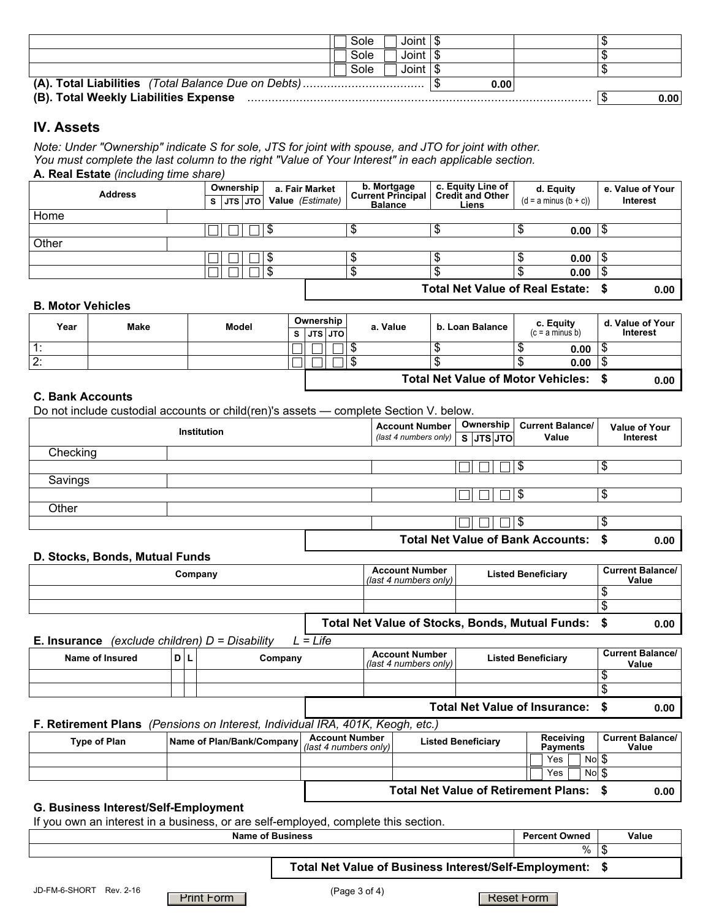| | | | |
|---|---|---|---|
| | ☐ Sole ☐ Joint | $ | | $ |
| | ☐ Sole ☐ Joint | $ | | $ |
| | ☐ Sole ☐ Joint | $ | | $ |

**(A). Total Liabilities** *(Total Balance Due on Debts)* .................................. $ 0.00

**(B). Total Weekly Liabilities Expense** .................................................................................................. $ 0.00

## IV. Assets

*Note: Under "Ownership" indicate S for sole, JTS for joint with spouse, and JTO for joint with other.*
*You must complete the last column to the right "Value of Your Interest" in each applicable section.*

**A. Real Estate** *(including time share)*

| Address | Ownership S | Ownership JTS | Ownership JTO | a. Fair Market Value *(Estimate)* | b. Mortgage Current Principal Balance | c. Equity Line of Credit and Other Liens | d. Equity (d = a minus (b + c)) | e. Value of Your Interest |
|---|---|---|---|---|---|---|---|---|
| Home | | | | | | | | |
| | ☐ | ☐ | ☐ | $ | $ | $ | $ 0.00 | $ |
| Other | | | | | | | | |
| | ☐ | ☐ | ☐ | $ | $ | $ | $ 0.00 | $ |
| | ☐ | ☐ | ☐ | $ | $ | $ | $ 0.00 | $ |

**Total Net Value of Real Estate: $ 0.00**

**B. Motor Vehicles**

| Year | Make | Model | Ownership S | Ownership JTS | Ownership JTO | a. Value | b. Loan Balance | c. Equity (c = a minus b) | d. Value of Your Interest |
|---|---|---|---|---|---|---|---|---|---|
| 1: | | | ☐ | ☐ | ☐ | $ | $ | $ 0.00 | $ |
| 2: | | | ☐ | ☐ | ☐ | $ | $ | $ 0.00 | $ |

**Total Net Value of Motor Vehicles: $ 0.00**

**C. Bank Accounts**

Do not include custodial accounts or child(ren)'s assets — complete Section V. below.

| Institution | Account Number *(last 4 numbers only)* | Ownership S | Ownership JTS | Ownership JTO | Current Balance/ Value | Value of Your Interest |
|---|---|---|---|---|---|---|
| Checking | | | | | | |
| | | ☐ | ☐ | ☐ | $ | $ |
| Savings | | | | | | |
| | | ☐ | ☐ | ☐ | $ | $ |
| Other | | | | | | |
| | | ☐ | ☐ | ☐ | $ | $ |

**Total Net Value of Bank Accounts: $ 0.00**

**D. Stocks, Bonds, Mutual Funds**

| Company | Account Number *(last 4 numbers only)* | Listed Beneficiary | Current Balance/ Value |
|---|---|---|---|
| | | | $ |
| | | | $ |

**Total Net Value of Stocks, Bonds, Mutual Funds: $ 0.00**

**E. Insurance** *(exclude children) D = Disability L = Life*

| Name of Insured | D | L | Company | Account Number *(last 4 numbers only)* | Listed Beneficiary | Current Balance/ Value |
|---|---|---|---|---|---|---|
| | | | | | | $ |
| | | | | | | $ |

**Total Net Value of Insurance: $ 0.00**

**F. Retirement Plans** *(Pensions on Interest, Individual IRA, 401K, Keogh, etc.)*

| Type of Plan | Name of Plan/Bank/Company | Account Number *(last 4 numbers only)* | Listed Beneficiary | Receiving Payments | Current Balance/ Value |
|---|---|---|---|---|---|
| | | | | ☐ Yes ☐ No | $ |
| | | | | ☐ Yes ☐ No | $ |

**Total Net Value of Retirement Plans: $ 0.00**

**G. Business Interest/Self-Employment**

If you own an interest in a business, or are self-employed, complete this section.

| Name of Business | Percent Owned | Value |
|---|---|---|
| | % | $ |

**Total Net Value of Business Interest/Self-Employment: $**

JD-FM-6-SHORT Rev. 2-16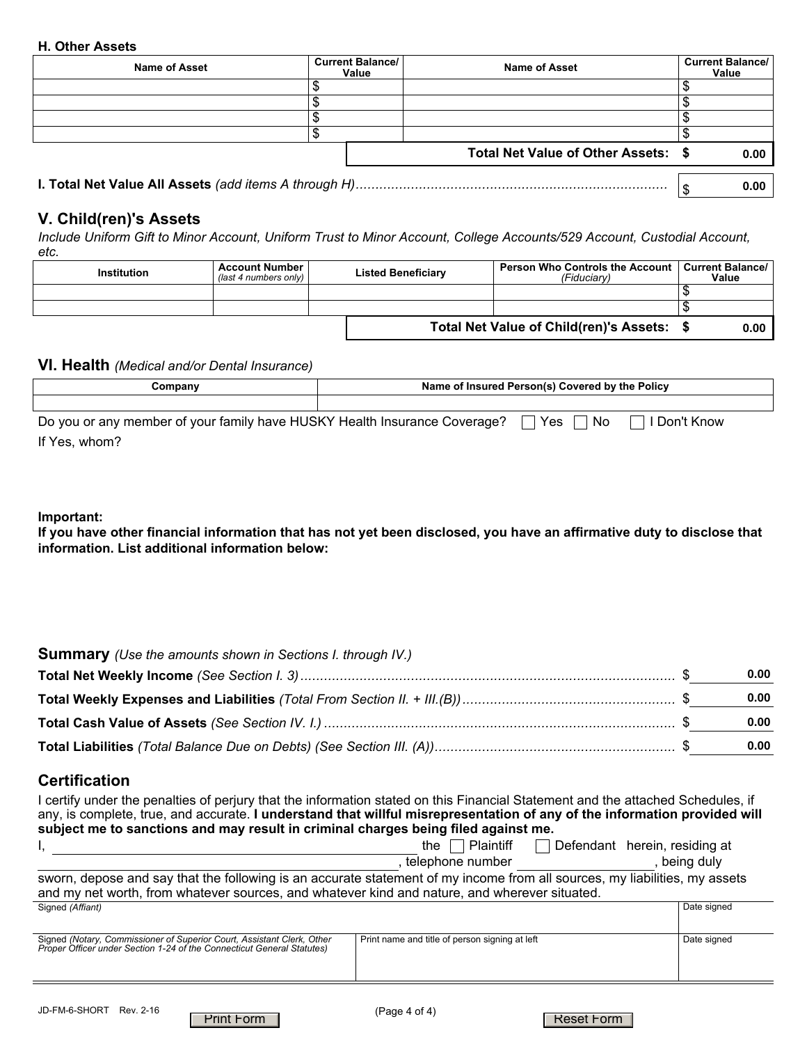### H. Other Assets

| Name of Asset | Current Balance/ Value | Name of Asset | Current Balance/ Value |
|---|---|---|---|
| | $ | | $ |
| | $ | | $ |
| | $ | | $ |
| | $ | | $ |

**Total Net Value of Other Assets: $ 0.00**

**I. Total Net Value All Assets** *(add items A through H)*............................................................................... $ 0.00

## V. Child(ren)'s Assets

*Include Uniform Gift to Minor Account, Uniform Trust to Minor Account, College Accounts/529 Account, Custodial Account, etc.*

| Institution | Account Number *(last 4 numbers only)* | Listed Beneficiary | Person Who Controls the Account *(Fiduciary)* | Current Balance/ Value |
|---|---|---|---|---|
| | | | | $ |
| | | | | $ |

**Total Net Value of Child(ren)'s Assets: $ 0.00**

## VI. Health *(Medical and/or Dental Insurance)*

| Company | Name of Insured Person(s) Covered by the Policy |
|---|---|
| | |

Do you or any member of your family have HUSKY Health Insurance Coverage? ☐ Yes ☐ No ☐ I Don't Know

If Yes, whom?

**Important:**
**If you have other financial information that has not yet been disclosed, you have an affirmative duty to disclose that information. List additional information below:**

## Summary *(Use the amounts shown in Sections I. through IV.)*

**Total Net Weekly Income** *(See Section I. 3)*............................................................................................ $ 0.00

**Total Weekly Expenses and Liabilities** *(Total From Section II. + III.(B))*..................................................... $ 0.00

**Total Cash Value of Assets** *(See Section IV. I.)*........................................................................................ $ 0.00

**Total Liabilities** *(Total Balance Due on Debts) (See Section III. (A))*............................................................ $ 0.00

## Certification

I certify under the penalties of perjury that the information stated on this Financial Statement and the attached Schedules, if any, is complete, true, and accurate. **I understand that willful misrepresentation of any of the information provided will subject me to sanctions and may result in criminal charges being filed against me.**

I, ______________________________ the ☐ Plaintiff ☐ Defendant herein, residing at ______________________________, telephone number ____________________, being duly sworn, depose and say that the following is an accurate statement of my income from all sources, my liabilities, my assets and my net worth, from whatever sources, and whatever kind and nature, and wherever situated.

| Signed *(Affiant)* | | Date signed |
|---|---|---|
| Signed *(Notary, Commissioner of Superior Court, Assistant Clerk, Other Proper Officer under Section 1-24 of the Connecticut General Statutes)* | Print name and title of person signing at left | Date signed |

JD-FM-6-SHORT Rev. 2-16